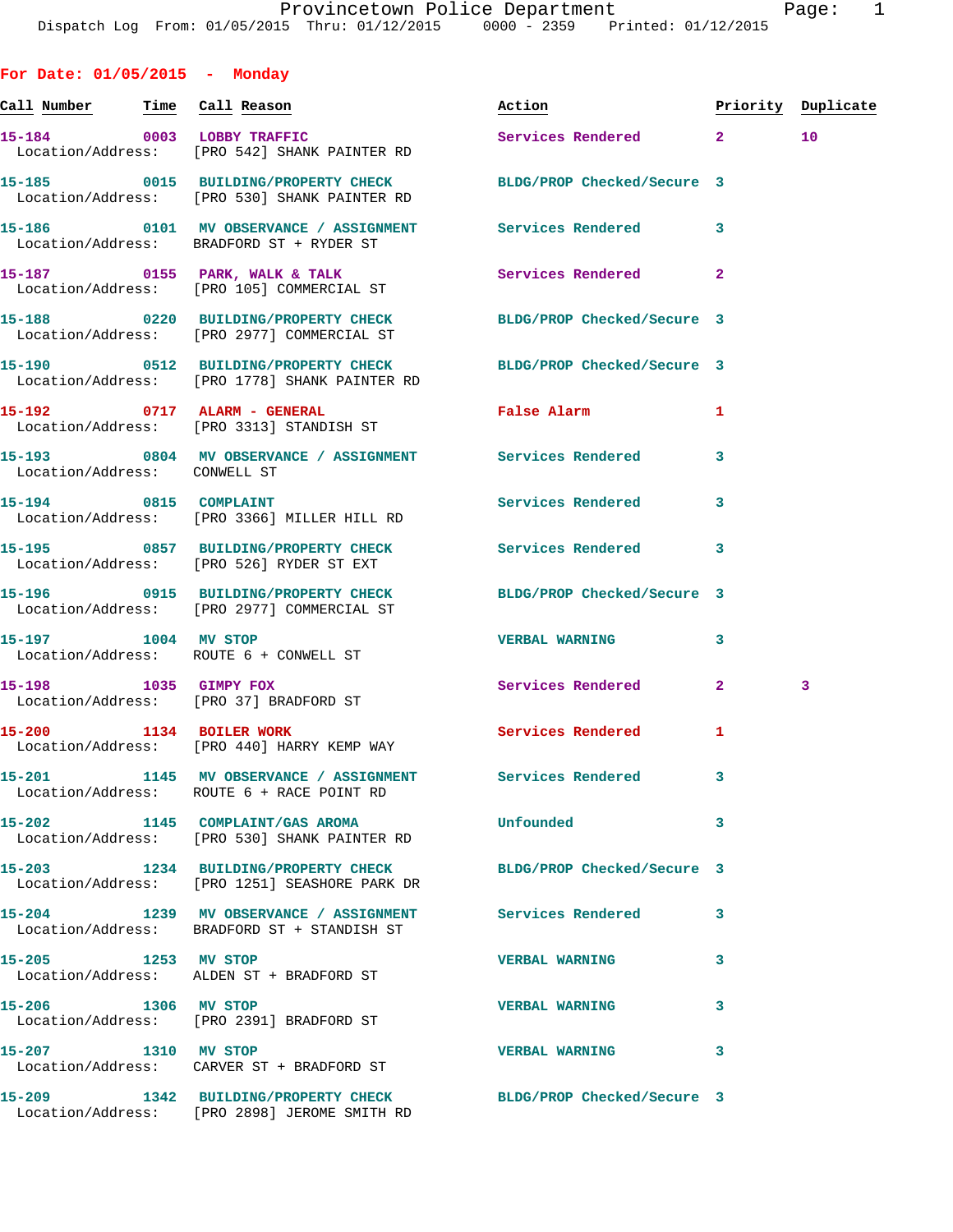## For Date: 01/05/2015 - Monday

| Call Number | Time | Call Reason | Action | Priority | Duplicate |
|---|---|---|---|---|---|
| 15-184 | 0003 | LOBBY TRAFFIC<br>Location/Address: [PRO 542] SHANK PAINTER RD | Services Rendered | 2 | 10 |
| 15-185 | 0015 | BUILDING/PROPERTY CHECK<br>Location/Address: [PRO 530] SHANK PAINTER RD | BLDG/PROP Checked/Secure | 3 | |
| 15-186 | 0101 | MV OBSERVANCE / ASSIGNMENT<br>Location/Address: BRADFORD ST + RYDER ST | Services Rendered | 3 | |
| 15-187 | 0155 | PARK, WALK & TALK<br>Location/Address: [PRO 105] COMMERCIAL ST | Services Rendered | 2 | |
| 15-188 | 0220 | BUILDING/PROPERTY CHECK<br>Location/Address: [PRO 2977] COMMERCIAL ST | BLDG/PROP Checked/Secure | 3 | |
| 15-190 | 0512 | BUILDING/PROPERTY CHECK<br>Location/Address: [PRO 1778] SHANK PAINTER RD | BLDG/PROP Checked/Secure | 3 | |
| 15-192 | 0717 | ALARM - GENERAL<br>Location/Address: [PRO 3313] STANDISH ST | False Alarm | 1 | |
| 15-193 | 0804 | MV OBSERVANCE / ASSIGNMENT<br>Location/Address: CONWELL ST | Services Rendered | 3 | |
| 15-194 | 0815 | COMPLAINT<br>Location/Address: [PRO 3366] MILLER HILL RD | Services Rendered | 3 | |
| 15-195 | 0857 | BUILDING/PROPERTY CHECK<br>Location/Address: [PRO 526] RYDER ST EXT | Services Rendered | 3 | |
| 15-196 | 0915 | BUILDING/PROPERTY CHECK<br>Location/Address: [PRO 2977] COMMERCIAL ST | BLDG/PROP Checked/Secure | 3 | |
| 15-197 | 1004 | MV STOP<br>Location/Address: ROUTE 6 + CONWELL ST | VERBAL WARNING | 3 | |
| 15-198 | 1035 | GIMPY FOX<br>Location/Address: [PRO 37] BRADFORD ST | Services Rendered | 2 | 3 |
| 15-200 | 1134 | BOILER WORK<br>Location/Address: [PRO 440] HARRY KEMP WAY | Services Rendered | 1 | |
| 15-201 | 1145 | MV OBSERVANCE / ASSIGNMENT<br>Location/Address: ROUTE 6 + RACE POINT RD | Services Rendered | 3 | |
| 15-202 | 1145 | COMPLAINT/GAS AROMA<br>Location/Address: [PRO 530] SHANK PAINTER RD | Unfounded | 3 | |
| 15-203 | 1234 | BUILDING/PROPERTY CHECK<br>Location/Address: [PRO 1251] SEASHORE PARK DR | BLDG/PROP Checked/Secure | 3 | |
| 15-204 | 1239 | MV OBSERVANCE / ASSIGNMENT<br>Location/Address: BRADFORD ST + STANDISH ST | Services Rendered | 3 | |
| 15-205 | 1253 | MV STOP<br>Location/Address: ALDEN ST + BRADFORD ST | VERBAL WARNING | 3 | |
| 15-206 | 1306 | MV STOP<br>Location/Address: [PRO 2391] BRADFORD ST | VERBAL WARNING | 3 | |
| 15-207 | 1310 | MV STOP<br>Location/Address: CARVER ST + BRADFORD ST | VERBAL WARNING | 3 | |
| 15-209 | 1342 | BUILDING/PROPERTY CHECK<br>Location/Address: [PRO 2898] JEROME SMITH RD | BLDG/PROP Checked/Secure | 3 | |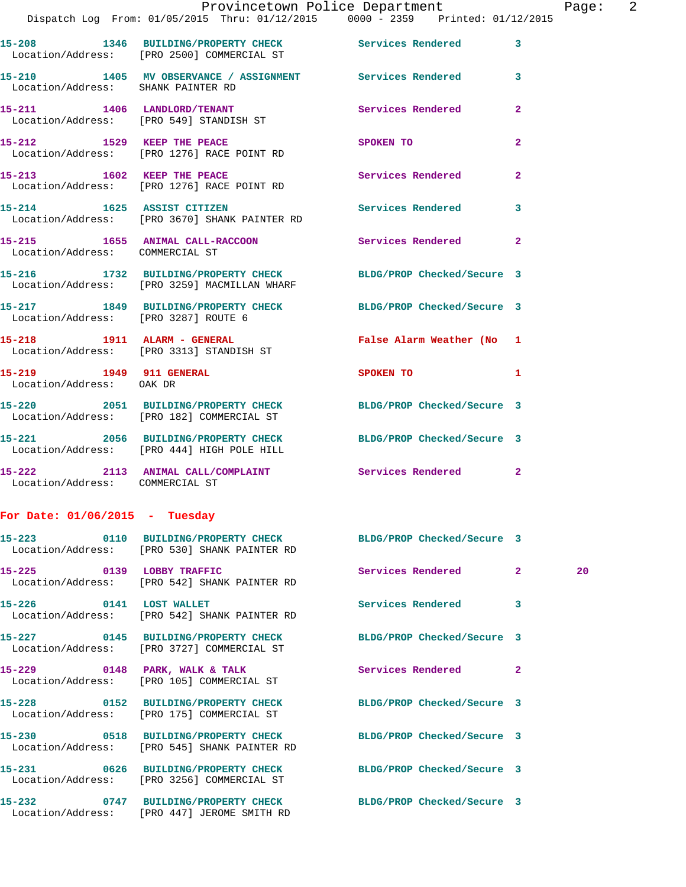15-208 1346 BUILDING/PROPERTY CHECK Services Rendered 3
Location/Address: [PRO 2500] COMMERCIAL ST

15-210 1405 MV OBSERVANCE / ASSIGNMENT Services Rendered 3
Location/Address: SHANK PAINTER RD

15-211 1406 LANDLORD/TENANT Services Rendered 2
Location/Address: [PRO 549] STANDISH ST

15-212 1529 KEEP THE PEACE SPOKEN TO 2
Location/Address: [PRO 1276] RACE POINT RD

15-213 1602 KEEP THE PEACE Services Rendered 2
Location/Address: [PRO 1276] RACE POINT RD

15-214 1625 ASSIST CITIZEN Services Rendered 3
Location/Address: [PRO 3670] SHANK PAINTER RD

15-215 1655 ANIMAL CALL-RACCOON Services Rendered 2
Location/Address: COMMERCIAL ST

15-216 1732 BUILDING/PROPERTY CHECK BLDG/PROP Checked/Secure 3
Location/Address: [PRO 3259] MACMILLAN WHARF

15-217 1849 BUILDING/PROPERTY CHECK BLDG/PROP Checked/Secure 3
Location/Address: [PRO 3287] ROUTE 6

15-218 1911 ALARM - GENERAL False Alarm Weather (No 1
Location/Address: [PRO 3313] STANDISH ST

15-219 1949 911 GENERAL SPOKEN TO 1
Location/Address: OAK DR

15-220 2051 BUILDING/PROPERTY CHECK BLDG/PROP Checked/Secure 3
Location/Address: [PRO 182] COMMERCIAL ST

15-221 2056 BUILDING/PROPERTY CHECK BLDG/PROP Checked/Secure 3
Location/Address: [PRO 444] HIGH POLE HILL

15-222 2113 ANIMAL CALL/COMPLAINT Services Rendered 2
Location/Address: COMMERCIAL ST

## For Date: 01/06/2015 - Tuesday

15-223 0110 BUILDING/PROPERTY CHECK BLDG/PROP Checked/Secure 3
Location/Address: [PRO 530] SHANK PAINTER RD

15-225 0139 LOBBY TRAFFIC Services Rendered 2 20
Location/Address: [PRO 542] SHANK PAINTER RD

15-226 0141 LOST WALLET Services Rendered 3
Location/Address: [PRO 542] SHANK PAINTER RD

15-227 0145 BUILDING/PROPERTY CHECK BLDG/PROP Checked/Secure 3
Location/Address: [PRO 3727] COMMERCIAL ST

15-229 0148 PARK, WALK & TALK Services Rendered 2
Location/Address: [PRO 105] COMMERCIAL ST

15-228 0152 BUILDING/PROPERTY CHECK BLDG/PROP Checked/Secure 3
Location/Address: [PRO 175] COMMERCIAL ST

15-230 0518 BUILDING/PROPERTY CHECK BLDG/PROP Checked/Secure 3
Location/Address: [PRO 545] SHANK PAINTER RD

15-231 0626 BUILDING/PROPERTY CHECK BLDG/PROP Checked/Secure 3
Location/Address: [PRO 3256] COMMERCIAL ST

15-232 0747 BUILDING/PROPERTY CHECK BLDG/PROP Checked/Secure 3
Location/Address: [PRO 447] JEROME SMITH RD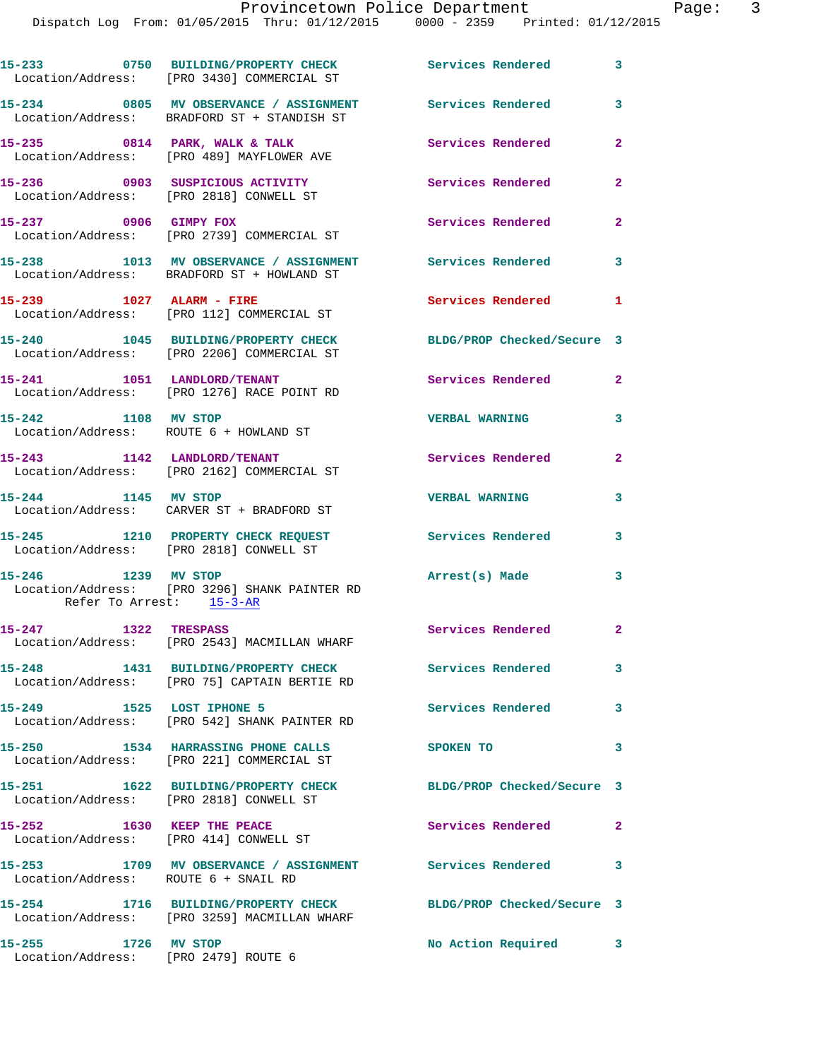15-233 0750 BUILDING/PROPERTY CHECK Services Rendered 3
Location/Address: [PRO 3430] COMMERCIAL ST

15-234 0805 MV OBSERVANCE / ASSIGNMENT Services Rendered 3
Location/Address: BRADFORD ST + STANDISH ST

15-235 0814 PARK, WALK & TALK Services Rendered 2
Location/Address: [PRO 489] MAYFLOWER AVE

15-236 0903 SUSPICIOUS ACTIVITY Services Rendered 2
Location/Address: [PRO 2818] CONWELL ST

15-237 0906 GIMPY FOX Services Rendered 2
Location/Address: [PRO 2739] COMMERCIAL ST

15-238 1013 MV OBSERVANCE / ASSIGNMENT Services Rendered 3
Location/Address: BRADFORD ST + HOWLAND ST

15-239 1027 ALARM - FIRE Services Rendered 1
Location/Address: [PRO 112] COMMERCIAL ST

15-240 1045 BUILDING/PROPERTY CHECK BLDG/PROP Checked/Secure 3
Location/Address: [PRO 2206] COMMERCIAL ST

15-241 1051 LANDLORD/TENANT Services Rendered 2
Location/Address: [PRO 1276] RACE POINT RD

15-242 1108 MV STOP VERBAL WARNING 3
Location/Address: ROUTE 6 + HOWLAND ST

15-243 1142 LANDLORD/TENANT Services Rendered 2
Location/Address: [PRO 2162] COMMERCIAL ST

15-244 1145 MV STOP VERBAL WARNING 3
Location/Address: CARVER ST + BRADFORD ST

15-245 1210 PROPERTY CHECK REQUEST Services Rendered 3
Location/Address: [PRO 2818] CONWELL ST

15-246 1239 MV STOP Arrest(s) Made 3
Location/Address: [PRO 3296] SHANK PAINTER RD
Refer To Arrest: 15-3-AR

15-247 1322 TRESPASS Services Rendered 2
Location/Address: [PRO 2543] MACMILLAN WHARF

15-248 1431 BUILDING/PROPERTY CHECK Services Rendered 3
Location/Address: [PRO 75] CAPTAIN BERTIE RD

15-249 1525 LOST IPHONE 5 Services Rendered 3
Location/Address: [PRO 542] SHANK PAINTER RD

15-250 1534 HARRASSING PHONE CALLS SPOKEN TO 3
Location/Address: [PRO 221] COMMERCIAL ST

15-251 1622 BUILDING/PROPERTY CHECK BLDG/PROP Checked/Secure 3
Location/Address: [PRO 2818] CONWELL ST

15-252 1630 KEEP THE PEACE Services Rendered 2
Location/Address: [PRO 414] CONWELL ST

15-253 1709 MV OBSERVANCE / ASSIGNMENT Services Rendered 3
Location/Address: ROUTE 6 + SNAIL RD

15-254 1716 BUILDING/PROPERTY CHECK BLDG/PROP Checked/Secure 3
Location/Address: [PRO 3259] MACMILLAN WHARF

15-255 1726 MV STOP No Action Required 3
Location/Address: [PRO 2479] ROUTE 6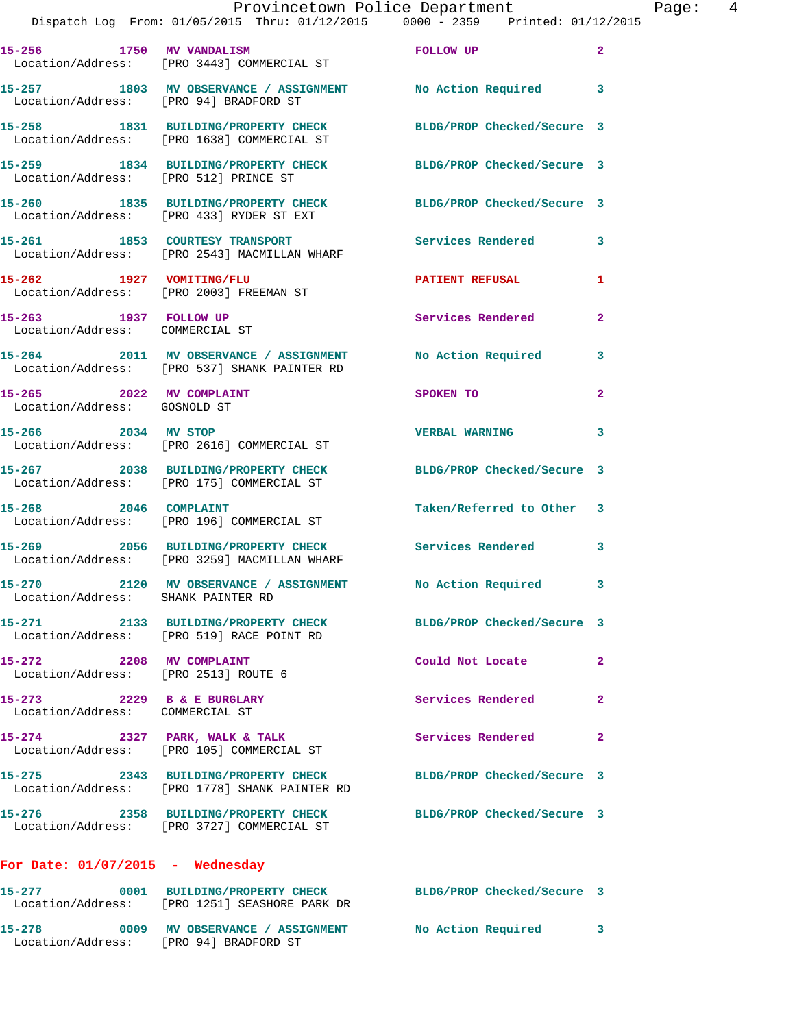| Call # | Time | Call Reason | Action | Priority |
|---|---|---|---|---|
| 15-256 | 1750 | MV VANDALISM | FOLLOW UP | 2 |
| | | Location/Address: [PRO 3443] COMMERCIAL ST | | |
| 15-257 | 1803 | MV OBSERVANCE / ASSIGNMENT | No Action Required | 3 |
| | | Location/Address: [PRO 94] BRADFORD ST | | |
| 15-258 | 1831 | BUILDING/PROPERTY CHECK | BLDG/PROP Checked/Secure | 3 |
| | | Location/Address: [PRO 1638] COMMERCIAL ST | | |
| 15-259 | 1834 | BUILDING/PROPERTY CHECK | BLDG/PROP Checked/Secure | 3 |
| | | Location/Address: [PRO 512] PRINCE ST | | |
| 15-260 | 1835 | BUILDING/PROPERTY CHECK | BLDG/PROP Checked/Secure | 3 |
| | | Location/Address: [PRO 433] RYDER ST EXT | | |
| 15-261 | 1853 | COURTESY TRANSPORT | Services Rendered | 3 |
| | | Location/Address: [PRO 2543] MACMILLAN WHARF | | |
| 15-262 | 1927 | VOMITING/FLU | PATIENT REFUSAL | 1 |
| | | Location/Address: [PRO 2003] FREEMAN ST | | |
| 15-263 | 1937 | FOLLOW UP | Services Rendered | 2 |
| | | Location/Address: COMMERCIAL ST | | |
| 15-264 | 2011 | MV OBSERVANCE / ASSIGNMENT | No Action Required | 3 |
| | | Location/Address: [PRO 537] SHANK PAINTER RD | | |
| 15-265 | 2022 | MV COMPLAINT | SPOKEN TO | 2 |
| | | Location/Address: GOSNOLD ST | | |
| 15-266 | 2034 | MV STOP | VERBAL WARNING | 3 |
| | | Location/Address: [PRO 2616] COMMERCIAL ST | | |
| 15-267 | 2038 | BUILDING/PROPERTY CHECK | BLDG/PROP Checked/Secure | 3 |
| | | Location/Address: [PRO 175] COMMERCIAL ST | | |
| 15-268 | 2046 | COMPLAINT | Taken/Referred to Other | 3 |
| | | Location/Address: [PRO 196] COMMERCIAL ST | | |
| 15-269 | 2056 | BUILDING/PROPERTY CHECK | Services Rendered | 3 |
| | | Location/Address: [PRO 3259] MACMILLAN WHARF | | |
| 15-270 | 2120 | MV OBSERVANCE / ASSIGNMENT | No Action Required | 3 |
| | | Location/Address: SHANK PAINTER RD | | |
| 15-271 | 2133 | BUILDING/PROPERTY CHECK | BLDG/PROP Checked/Secure | 3 |
| | | Location/Address: [PRO 519] RACE POINT RD | | |
| 15-272 | 2208 | MV COMPLAINT | Could Not Locate | 2 |
| | | Location/Address: [PRO 2513] ROUTE 6 | | |
| 15-273 | 2229 | B & E BURGLARY | Services Rendered | 2 |
| | | Location/Address: COMMERCIAL ST | | |
| 15-274 | 2327 | PARK, WALK & TALK | Services Rendered | 2 |
| | | Location/Address: [PRO 105] COMMERCIAL ST | | |
| 15-275 | 2343 | BUILDING/PROPERTY CHECK | BLDG/PROP Checked/Secure | 3 |
| | | Location/Address: [PRO 1778] SHANK PAINTER RD | | |
| 15-276 | 2358 | BUILDING/PROPERTY CHECK | BLDG/PROP Checked/Secure | 3 |
| | | Location/Address: [PRO 3727] COMMERCIAL ST | | |

**For Date: 01/07/2015 - Wednesday**

| Call # | Time | Call Reason | Action | Priority |
|---|---|---|---|---|
| 15-277 | 0001 | BUILDING/PROPERTY CHECK | BLDG/PROP Checked/Secure | 3 |
| | | Location/Address: [PRO 1251] SEASHORE PARK DR | | |
| 15-278 | 0009 | MV OBSERVANCE / ASSIGNMENT | No Action Required | 3 |
| | | Location/Address: [PRO 94] BRADFORD ST | | |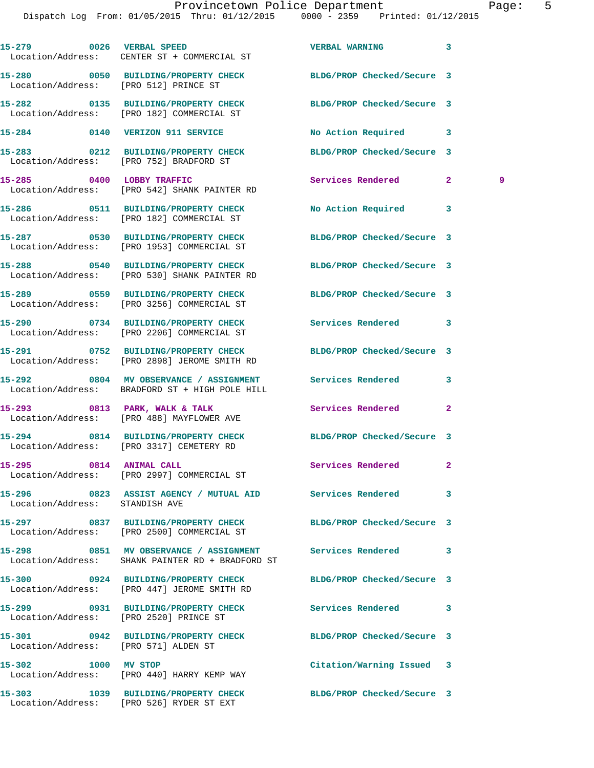15-279 0026 VERBAL SPEED VERBAL WARNING 3
Location/Address: CENTER ST + COMMERCIAL ST

15-280 0050 BUILDING/PROPERTY CHECK BLDG/PROP Checked/Secure 3
Location/Address: [PRO 512] PRINCE ST

15-282 0135 BUILDING/PROPERTY CHECK BLDG/PROP Checked/Secure 3
Location/Address: [PRO 182] COMMERCIAL ST

15-284 0140 VERIZON 911 SERVICE No Action Required 3

15-283 0212 BUILDING/PROPERTY CHECK BLDG/PROP Checked/Secure 3
Location/Address: [PRO 752] BRADFORD ST

15-285 0400 LOBBY TRAFFIC Services Rendered 2 9
Location/Address: [PRO 542] SHANK PAINTER RD

15-286 0511 BUILDING/PROPERTY CHECK No Action Required 3
Location/Address: [PRO 182] COMMERCIAL ST

15-287 0530 BUILDING/PROPERTY CHECK BLDG/PROP Checked/Secure 3
Location/Address: [PRO 1953] COMMERCIAL ST

15-288 0540 BUILDING/PROPERTY CHECK BLDG/PROP Checked/Secure 3
Location/Address: [PRO 530] SHANK PAINTER RD

15-289 0559 BUILDING/PROPERTY CHECK BLDG/PROP Checked/Secure 3
Location/Address: [PRO 3256] COMMERCIAL ST

15-290 0734 BUILDING/PROPERTY CHECK Services Rendered 3
Location/Address: [PRO 2206] COMMERCIAL ST

15-291 0752 BUILDING/PROPERTY CHECK BLDG/PROP Checked/Secure 3
Location/Address: [PRO 2898] JEROME SMITH RD

15-292 0804 MV OBSERVANCE / ASSIGNMENT Services Rendered 3
Location/Address: BRADFORD ST + HIGH POLE HILL

15-293 0813 PARK, WALK & TALK Services Rendered 2
Location/Address: [PRO 488] MAYFLOWER AVE

15-294 0814 BUILDING/PROPERTY CHECK BLDG/PROP Checked/Secure 3
Location/Address: [PRO 3317] CEMETERY RD

15-295 0814 ANIMAL CALL Services Rendered 2
Location/Address: [PRO 2997] COMMERCIAL ST

15-296 0823 ASSIST AGENCY / MUTUAL AID Services Rendered 3
Location/Address: STANDISH AVE

15-297 0837 BUILDING/PROPERTY CHECK BLDG/PROP Checked/Secure 3
Location/Address: [PRO 2500] COMMERCIAL ST

15-298 0851 MV OBSERVANCE / ASSIGNMENT Services Rendered 3
Location/Address: SHANK PAINTER RD + BRADFORD ST

15-300 0924 BUILDING/PROPERTY CHECK BLDG/PROP Checked/Secure 3
Location/Address: [PRO 447] JEROME SMITH RD

15-299 0931 BUILDING/PROPERTY CHECK Services Rendered 3
Location/Address: [PRO 2520] PRINCE ST

15-301 0942 BUILDING/PROPERTY CHECK BLDG/PROP Checked/Secure 3
Location/Address: [PRO 571] ALDEN ST

15-302 1000 MV STOP Citation/Warning Issued 3
Location/Address: [PRO 440] HARRY KEMP WAY

15-303 1039 BUILDING/PROPERTY CHECK BLDG/PROP Checked/Secure 3
Location/Address: [PRO 526] RYDER ST EXT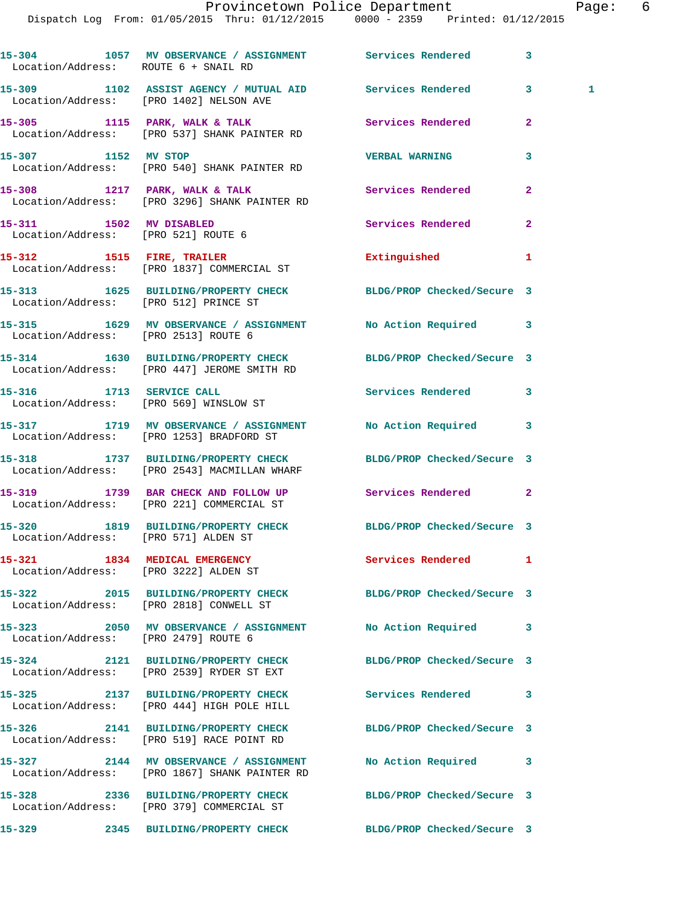15-304 1057 MV OBSERVANCE / ASSIGNMENT Services Rendered 3
Location/Address: ROUTE 6 + SNAIL RD

15-309 1102 ASSIST AGENCY / MUTUAL AID Services Rendered 3 1
Location/Address: [PRO 1402] NELSON AVE

15-305 1115 PARK, WALK & TALK Services Rendered 2
Location/Address: [PRO 537] SHANK PAINTER RD

15-307 1152 MV STOP VERBAL WARNING 3
Location/Address: [PRO 540] SHANK PAINTER RD

15-308 1217 PARK, WALK & TALK Services Rendered 2
Location/Address: [PRO 3296] SHANK PAINTER RD

15-311 1502 MV DISABLED Services Rendered 2
Location/Address: [PRO 521] ROUTE 6

15-312 1515 FIRE, TRAILER Extinguished 1
Location/Address: [PRO 1837] COMMERCIAL ST

15-313 1625 BUILDING/PROPERTY CHECK BLDG/PROP Checked/Secure 3
Location/Address: [PRO 512] PRINCE ST

15-315 1629 MV OBSERVANCE / ASSIGNMENT No Action Required 3
Location/Address: [PRO 2513] ROUTE 6

15-314 1630 BUILDING/PROPERTY CHECK BLDG/PROP Checked/Secure 3
Location/Address: [PRO 447] JEROME SMITH RD

15-316 1713 SERVICE CALL Services Rendered 3
Location/Address: [PRO 569] WINSLOW ST

15-317 1719 MV OBSERVANCE / ASSIGNMENT No Action Required 3
Location/Address: [PRO 1253] BRADFORD ST

15-318 1737 BUILDING/PROPERTY CHECK BLDG/PROP Checked/Secure 3
Location/Address: [PRO 2543] MACMILLAN WHARF

15-319 1739 BAR CHECK AND FOLLOW UP Services Rendered 2
Location/Address: [PRO 221] COMMERCIAL ST

15-320 1819 BUILDING/PROPERTY CHECK BLDG/PROP Checked/Secure 3
Location/Address: [PRO 571] ALDEN ST

15-321 1834 MEDICAL EMERGENCY Services Rendered 1
Location/Address: [PRO 3222] ALDEN ST

15-322 2015 BUILDING/PROPERTY CHECK BLDG/PROP Checked/Secure 3
Location/Address: [PRO 2818] CONWELL ST

15-323 2050 MV OBSERVANCE / ASSIGNMENT No Action Required 3
Location/Address: [PRO 2479] ROUTE 6

15-324 2121 BUILDING/PROPERTY CHECK BLDG/PROP Checked/Secure 3
Location/Address: [PRO 2539] RYDER ST EXT

15-325 2137 BUILDING/PROPERTY CHECK Services Rendered 3
Location/Address: [PRO 444] HIGH POLE HILL

15-326 2141 BUILDING/PROPERTY CHECK BLDG/PROP Checked/Secure 3
Location/Address: [PRO 519] RACE POINT RD

15-327 2144 MV OBSERVANCE / ASSIGNMENT No Action Required 3
Location/Address: [PRO 1867] SHANK PAINTER RD

15-328 2336 BUILDING/PROPERTY CHECK BLDG/PROP Checked/Secure 3
Location/Address: [PRO 379] COMMERCIAL ST

15-329 2345 BUILDING/PROPERTY CHECK BLDG/PROP Checked/Secure 3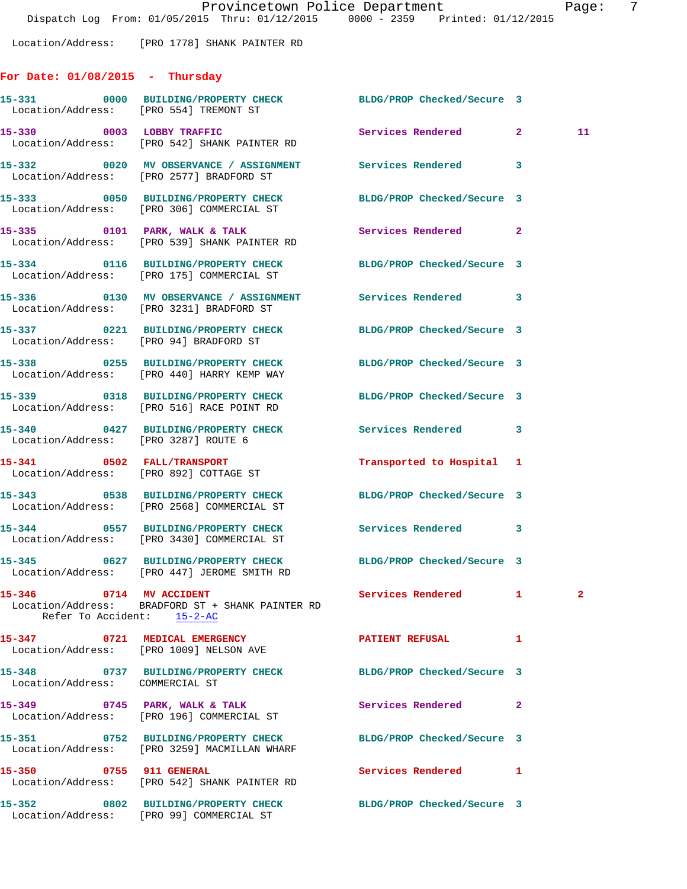Location/Address: [PRO 1778] SHANK PAINTER RD

## For Date: 01/08/2015 - Thursday

**15-331** 0000 **BUILDING/PROPERTY CHECK** BLDG/PROP Checked/Secure 3
Location/Address: [PRO 554] TREMONT ST

**15-330** 0003 **LOBBY TRAFFIC** Services Rendered 2 11
Location/Address: [PRO 542] SHANK PAINTER RD

**15-332** 0020 **MV OBSERVANCE / ASSIGNMENT** Services Rendered 3
Location/Address: [PRO 2577] BRADFORD ST

**15-333** 0050 **BUILDING/PROPERTY CHECK** BLDG/PROP Checked/Secure 3
Location/Address: [PRO 306] COMMERCIAL ST

**15-335** 0101 **PARK, WALK & TALK** Services Rendered 2
Location/Address: [PRO 539] SHANK PAINTER RD

**15-334** 0116 **BUILDING/PROPERTY CHECK** BLDG/PROP Checked/Secure 3
Location/Address: [PRO 175] COMMERCIAL ST

**15-336** 0130 **MV OBSERVANCE / ASSIGNMENT** Services Rendered 3
Location/Address: [PRO 3231] BRADFORD ST

**15-337** 0221 **BUILDING/PROPERTY CHECK** BLDG/PROP Checked/Secure 3
Location/Address: [PRO 94] BRADFORD ST

**15-338** 0255 **BUILDING/PROPERTY CHECK** BLDG/PROP Checked/Secure 3
Location/Address: [PRO 440] HARRY KEMP WAY

**15-339** 0318 **BUILDING/PROPERTY CHECK** BLDG/PROP Checked/Secure 3
Location/Address: [PRO 516] RACE POINT RD

**15-340** 0427 **BUILDING/PROPERTY CHECK** Services Rendered 3
Location/Address: [PRO 3287] ROUTE 6

**15-341** 0502 **FALL/TRANSPORT** Transported to Hospital 1
Location/Address: [PRO 892] COTTAGE ST

**15-343** 0538 **BUILDING/PROPERTY CHECK** BLDG/PROP Checked/Secure 3
Location/Address: [PRO 2568] COMMERCIAL ST

**15-344** 0557 **BUILDING/PROPERTY CHECK** Services Rendered 3
Location/Address: [PRO 3430] COMMERCIAL ST

**15-345** 0627 **BUILDING/PROPERTY CHECK** BLDG/PROP Checked/Secure 3
Location/Address: [PRO 447] JEROME SMITH RD

**15-346** 0714 **MV ACCIDENT** Services Rendered 1 2
Location/Address: BRADFORD ST + SHANK PAINTER RD
Refer To Accident: 15-2-AC

**15-347** 0721 **MEDICAL EMERGENCY** PATIENT REFUSAL 1
Location/Address: [PRO 1009] NELSON AVE

**15-348** 0737 **BUILDING/PROPERTY CHECK** BLDG/PROP Checked/Secure 3
Location/Address: COMMERCIAL ST

**15-349** 0745 **PARK, WALK & TALK** Services Rendered 2
Location/Address: [PRO 196] COMMERCIAL ST

**15-351** 0752 **BUILDING/PROPERTY CHECK** BLDG/PROP Checked/Secure 3
Location/Address: [PRO 3259] MACMILLAN WHARF

**15-350** 0755 **911 GENERAL** Services Rendered 1
Location/Address: [PRO 542] SHANK PAINTER RD

**15-352** 0802 **BUILDING/PROPERTY CHECK** BLDG/PROP Checked/Secure 3
Location/Address: [PRO 99] COMMERCIAL ST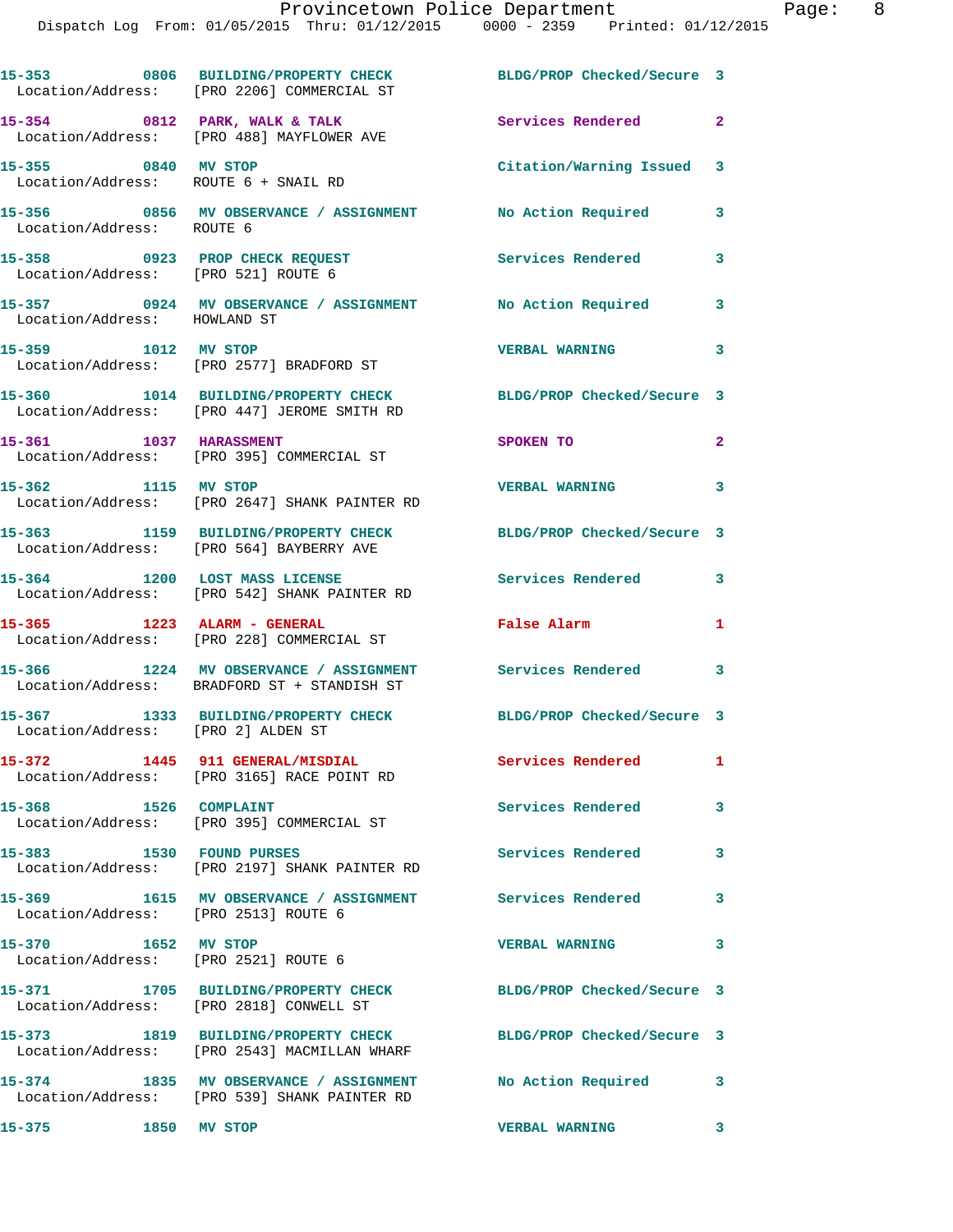15-353 0806 BUILDING/PROPERTY CHECK BLDG/PROP Checked/Secure 3
Location/Address: [PRO 2206] COMMERCIAL ST

15-354 0812 PARK, WALK & TALK Services Rendered 2
Location/Address: [PRO 488] MAYFLOWER AVE

15-355 0840 MV STOP Citation/Warning Issued 3
Location/Address: ROUTE 6 + SNAIL RD

15-356 0856 MV OBSERVANCE / ASSIGNMENT No Action Required 3
Location/Address: ROUTE 6

15-358 0923 PROP CHECK REQUEST Services Rendered 3
Location/Address: [PRO 521] ROUTE 6

15-357 0924 MV OBSERVANCE / ASSIGNMENT No Action Required 3
Location/Address: HOWLAND ST

15-359 1012 MV STOP VERBAL WARNING 3
Location/Address: [PRO 2577] BRADFORD ST

15-360 1014 BUILDING/PROPERTY CHECK BLDG/PROP Checked/Secure 3
Location/Address: [PRO 447] JEROME SMITH RD

15-361 1037 HARASSMENT SPOKEN TO 2
Location/Address: [PRO 395] COMMERCIAL ST

15-362 1115 MV STOP VERBAL WARNING 3
Location/Address: [PRO 2647] SHANK PAINTER RD

15-363 1159 BUILDING/PROPERTY CHECK BLDG/PROP Checked/Secure 3
Location/Address: [PRO 564] BAYBERRY AVE

15-364 1200 LOST MASS LICENSE Services Rendered 3
Location/Address: [PRO 542] SHANK PAINTER RD

15-365 1223 ALARM - GENERAL False Alarm 1
Location/Address: [PRO 228] COMMERCIAL ST

15-366 1224 MV OBSERVANCE / ASSIGNMENT Services Rendered 3
Location/Address: BRADFORD ST + STANDISH ST

15-367 1333 BUILDING/PROPERTY CHECK BLDG/PROP Checked/Secure 3
Location/Address: [PRO 2] ALDEN ST

15-372 1445 911 GENERAL/MISDIAL Services Rendered 1
Location/Address: [PRO 3165] RACE POINT RD

15-368 1526 COMPLAINT Services Rendered 3
Location/Address: [PRO 395] COMMERCIAL ST

15-383 1530 FOUND PURSES Services Rendered 3
Location/Address: [PRO 2197] SHANK PAINTER RD

15-369 1615 MV OBSERVANCE / ASSIGNMENT Services Rendered 3
Location/Address: [PRO 2513] ROUTE 6

15-370 1652 MV STOP VERBAL WARNING 3
Location/Address: [PRO 2521] ROUTE 6

15-371 1705 BUILDING/PROPERTY CHECK BLDG/PROP Checked/Secure 3
Location/Address: [PRO 2818] CONWELL ST

15-373 1819 BUILDING/PROPERTY CHECK BLDG/PROP Checked/Secure 3
Location/Address: [PRO 2543] MACMILLAN WHARF

15-374 1835 MV OBSERVANCE / ASSIGNMENT No Action Required 3
Location/Address: [PRO 539] SHANK PAINTER RD

15-375 1850 MV STOP VERBAL WARNING 3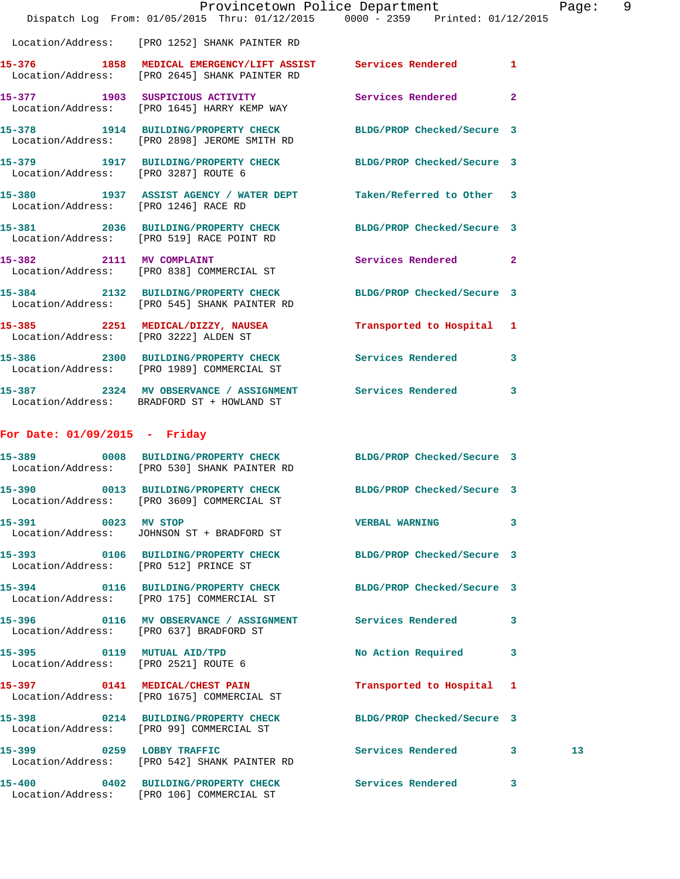Location/Address: [PRO 1252] SHANK PAINTER RD

**15-376 1858 MEDICAL EMERGENCY/LIFT ASSIST** Services Rendered 1
Location/Address: [PRO 2645] SHANK PAINTER RD

**15-377 1903 SUSPICIOUS ACTIVITY** Services Rendered 2
Location/Address: [PRO 1645] HARRY KEMP WAY

**15-378 1914 BUILDING/PROPERTY CHECK** BLDG/PROP Checked/Secure 3
Location/Address: [PRO 2898] JEROME SMITH RD

**15-379 1917 BUILDING/PROPERTY CHECK** BLDG/PROP Checked/Secure 3
Location/Address: [PRO 3287] ROUTE 6

**15-380 1937 ASSIST AGENCY / WATER DEPT** Taken/Referred to Other 3
Location/Address: [PRO 1246] RACE RD

**15-381 2036 BUILDING/PROPERTY CHECK** BLDG/PROP Checked/Secure 3
Location/Address: [PRO 519] RACE POINT RD

**15-382 2111 MV COMPLAINT** Services Rendered 2
Location/Address: [PRO 838] COMMERCIAL ST

**15-384 2132 BUILDING/PROPERTY CHECK** BLDG/PROP Checked/Secure 3
Location/Address: [PRO 545] SHANK PAINTER RD

**15-385 2251 MEDICAL/DIZZY, NAUSEA** Transported to Hospital 1
Location/Address: [PRO 3222] ALDEN ST

**15-386 2300 BUILDING/PROPERTY CHECK** Services Rendered 3
Location/Address: [PRO 1989] COMMERCIAL ST

**15-387 2324 MV OBSERVANCE / ASSIGNMENT** Services Rendered 3
Location/Address: BRADFORD ST + HOWLAND ST

## For Date: 01/09/2015 - Friday

**15-389 0008 BUILDING/PROPERTY CHECK** BLDG/PROP Checked/Secure 3
Location/Address: [PRO 530] SHANK PAINTER RD

**15-390 0013 BUILDING/PROPERTY CHECK** BLDG/PROP Checked/Secure 3
Location/Address: [PRO 3609] COMMERCIAL ST

**15-391 0023 MV STOP** VERBAL WARNING 3
Location/Address: JOHNSON ST + BRADFORD ST

**15-393 0106 BUILDING/PROPERTY CHECK** BLDG/PROP Checked/Secure 3
Location/Address: [PRO 512] PRINCE ST

**15-394 0116 BUILDING/PROPERTY CHECK** BLDG/PROP Checked/Secure 3
Location/Address: [PRO 175] COMMERCIAL ST

**15-396 0116 MV OBSERVANCE / ASSIGNMENT** Services Rendered 3
Location/Address: [PRO 637] BRADFORD ST

**15-395 0119 MUTUAL AID/TPD** No Action Required 3
Location/Address: [PRO 2521] ROUTE 6

**15-397 0141 MEDICAL/CHEST PAIN** Transported to Hospital 1
Location/Address: [PRO 1675] COMMERCIAL ST

**15-398 0214 BUILDING/PROPERTY CHECK** BLDG/PROP Checked/Secure 3
Location/Address: [PRO 99] COMMERCIAL ST

**15-399 0259 LOBBY TRAFFIC** Services Rendered 3 13
Location/Address: [PRO 542] SHANK PAINTER RD

**15-400 0402 BUILDING/PROPERTY CHECK** Services Rendered 3
Location/Address: [PRO 106] COMMERCIAL ST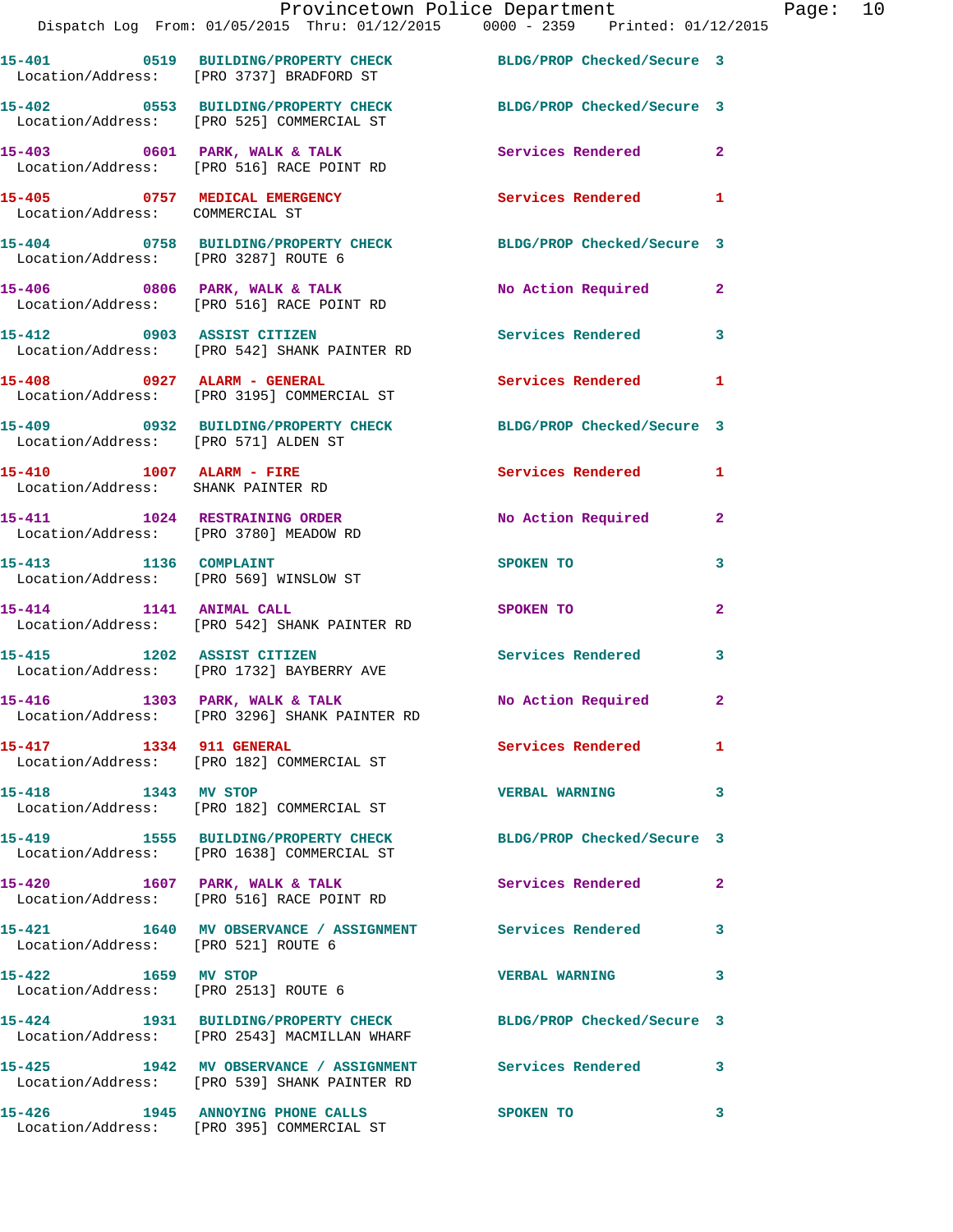| Call # | Time | Call Reason | Action | Priority |
|---|---|---|---|---|
| 15-401 | 0519 | BUILDING/PROPERTY CHECK | BLDG/PROP Checked/Secure | 3 |
| Location/Address: [PRO 3737] BRADFORD ST | | | | |
| 15-402 | 0553 | BUILDING/PROPERTY CHECK | BLDG/PROP Checked/Secure | 3 |
| Location/Address: [PRO 525] COMMERCIAL ST | | | | |
| 15-403 | 0601 | PARK, WALK & TALK | Services Rendered | 2 |
| Location/Address: [PRO 516] RACE POINT RD | | | | |
| 15-405 | 0757 | MEDICAL EMERGENCY | Services Rendered | 1 |
| Location/Address: COMMERCIAL ST | | | | |
| 15-404 | 0758 | BUILDING/PROPERTY CHECK | BLDG/PROP Checked/Secure | 3 |
| Location/Address: [PRO 3287] ROUTE 6 | | | | |
| 15-406 | 0806 | PARK, WALK & TALK | No Action Required | 2 |
| Location/Address: [PRO 516] RACE POINT RD | | | | |
| 15-412 | 0903 | ASSIST CITIZEN | Services Rendered | 3 |
| Location/Address: [PRO 542] SHANK PAINTER RD | | | | |
| 15-408 | 0927 | ALARM - GENERAL | Services Rendered | 1 |
| Location/Address: [PRO 3195] COMMERCIAL ST | | | | |
| 15-409 | 0932 | BUILDING/PROPERTY CHECK | BLDG/PROP Checked/Secure | 3 |
| Location/Address: [PRO 571] ALDEN ST | | | | |
| 15-410 | 1007 | ALARM - FIRE | Services Rendered | 1 |
| Location/Address: SHANK PAINTER RD | | | | |
| 15-411 | 1024 | RESTRAINING ORDER | No Action Required | 2 |
| Location/Address: [PRO 3780] MEADOW RD | | | | |
| 15-413 | 1136 | COMPLAINT | SPOKEN TO | 3 |
| Location/Address: [PRO 569] WINSLOW ST | | | | |
| 15-414 | 1141 | ANIMAL CALL | SPOKEN TO | 2 |
| Location/Address: [PRO 542] SHANK PAINTER RD | | | | |
| 15-415 | 1202 | ASSIST CITIZEN | Services Rendered | 3 |
| Location/Address: [PRO 1732] BAYBERRY AVE | | | | |
| 15-416 | 1303 | PARK, WALK & TALK | No Action Required | 2 |
| Location/Address: [PRO 3296] SHANK PAINTER RD | | | | |
| 15-417 | 1334 | 911 GENERAL | Services Rendered | 1 |
| Location/Address: [PRO 182] COMMERCIAL ST | | | | |
| 15-418 | 1343 | MV STOP | VERBAL WARNING | 3 |
| Location/Address: [PRO 182] COMMERCIAL ST | | | | |
| 15-419 | 1555 | BUILDING/PROPERTY CHECK | BLDG/PROP Checked/Secure | 3 |
| Location/Address: [PRO 1638] COMMERCIAL ST | | | | |
| 15-420 | 1607 | PARK, WALK & TALK | Services Rendered | 2 |
| Location/Address: [PRO 516] RACE POINT RD | | | | |
| 15-421 | 1640 | MV OBSERVANCE / ASSIGNMENT | Services Rendered | 3 |
| Location/Address: [PRO 521] ROUTE 6 | | | | |
| 15-422 | 1659 | MV STOP | VERBAL WARNING | 3 |
| Location/Address: [PRO 2513] ROUTE 6 | | | | |
| 15-424 | 1931 | BUILDING/PROPERTY CHECK | BLDG/PROP Checked/Secure | 3 |
| Location/Address: [PRO 2543] MACMILLAN WHARF | | | | |
| 15-425 | 1942 | MV OBSERVANCE / ASSIGNMENT | Services Rendered | 3 |
| Location/Address: [PRO 539] SHANK PAINTER RD | | | | |
| 15-426 | 1945 | ANNOYING PHONE CALLS | SPOKEN TO | 3 |
| Location/Address: [PRO 395] COMMERCIAL ST | | | | |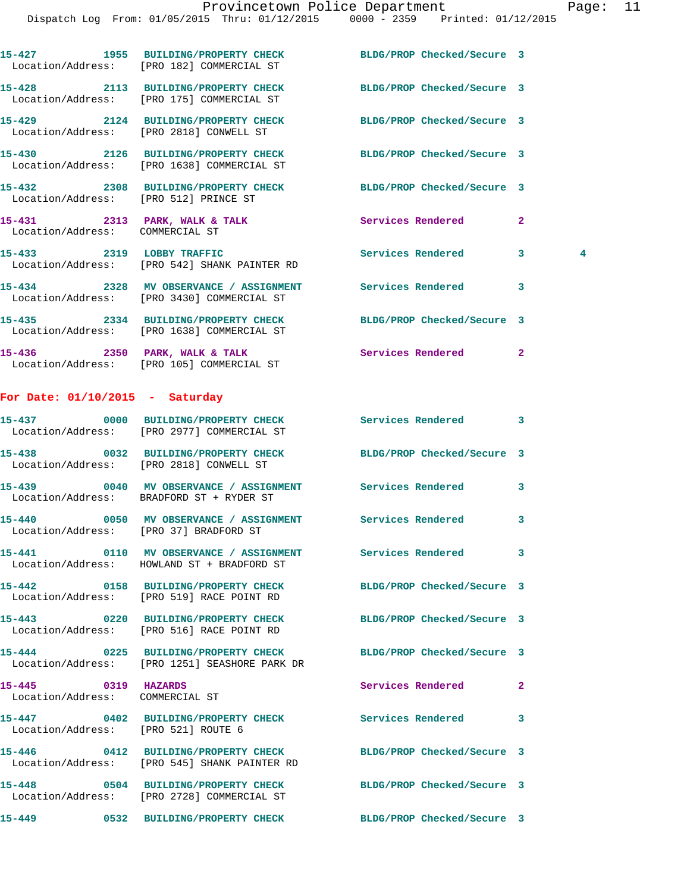15-427 1955 BUILDING/PROPERTY CHECK BLDG/PROP Checked/Secure 3
Location/Address: [PRO 182] COMMERCIAL ST

15-428 2113 BUILDING/PROPERTY CHECK BLDG/PROP Checked/Secure 3
Location/Address: [PRO 175] COMMERCIAL ST

15-429 2124 BUILDING/PROPERTY CHECK BLDG/PROP Checked/Secure 3
Location/Address: [PRO 2818] CONWELL ST

15-430 2126 BUILDING/PROPERTY CHECK BLDG/PROP Checked/Secure 3
Location/Address: [PRO 1638] COMMERCIAL ST

15-432 2308 BUILDING/PROPERTY CHECK BLDG/PROP Checked/Secure 3
Location/Address: [PRO 512] PRINCE ST

15-431 2313 PARK, WALK & TALK Services Rendered 2
Location/Address: COMMERCIAL ST

15-433 2319 LOBBY TRAFFIC Services Rendered 3 4
Location/Address: [PRO 542] SHANK PAINTER RD

15-434 2328 MV OBSERVANCE / ASSIGNMENT Services Rendered 3
Location/Address: [PRO 3430] COMMERCIAL ST

15-435 2334 BUILDING/PROPERTY CHECK BLDG/PROP Checked/Secure 3
Location/Address: [PRO 1638] COMMERCIAL ST

15-436 2350 PARK, WALK & TALK Services Rendered 2
Location/Address: [PRO 105] COMMERCIAL ST

## For Date: 01/10/2015 - Saturday

15-437 0000 BUILDING/PROPERTY CHECK Services Rendered 3
Location/Address: [PRO 2977] COMMERCIAL ST

15-438 0032 BUILDING/PROPERTY CHECK BLDG/PROP Checked/Secure 3
Location/Address: [PRO 2818] CONWELL ST

15-439 0040 MV OBSERVANCE / ASSIGNMENT Services Rendered 3
Location/Address: BRADFORD ST + RYDER ST

15-440 0050 MV OBSERVANCE / ASSIGNMENT Services Rendered 3
Location/Address: [PRO 37] BRADFORD ST

15-441 0110 MV OBSERVANCE / ASSIGNMENT Services Rendered 3
Location/Address: HOWLAND ST + BRADFORD ST

15-442 0158 BUILDING/PROPERTY CHECK BLDG/PROP Checked/Secure 3
Location/Address: [PRO 519] RACE POINT RD

15-443 0220 BUILDING/PROPERTY CHECK BLDG/PROP Checked/Secure 3
Location/Address: [PRO 516] RACE POINT RD

15-444 0225 BUILDING/PROPERTY CHECK BLDG/PROP Checked/Secure 3
Location/Address: [PRO 1251] SEASHORE PARK DR

15-445 0319 HAZARDS Services Rendered 2
Location/Address: COMMERCIAL ST

15-447 0402 BUILDING/PROPERTY CHECK Services Rendered 3
Location/Address: [PRO 521] ROUTE 6

15-446 0412 BUILDING/PROPERTY CHECK BLDG/PROP Checked/Secure 3
Location/Address: [PRO 545] SHANK PAINTER RD

15-448 0504 BUILDING/PROPERTY CHECK BLDG/PROP Checked/Secure 3
Location/Address: [PRO 2728] COMMERCIAL ST

15-449 0532 BUILDING/PROPERTY CHECK BLDG/PROP Checked/Secure 3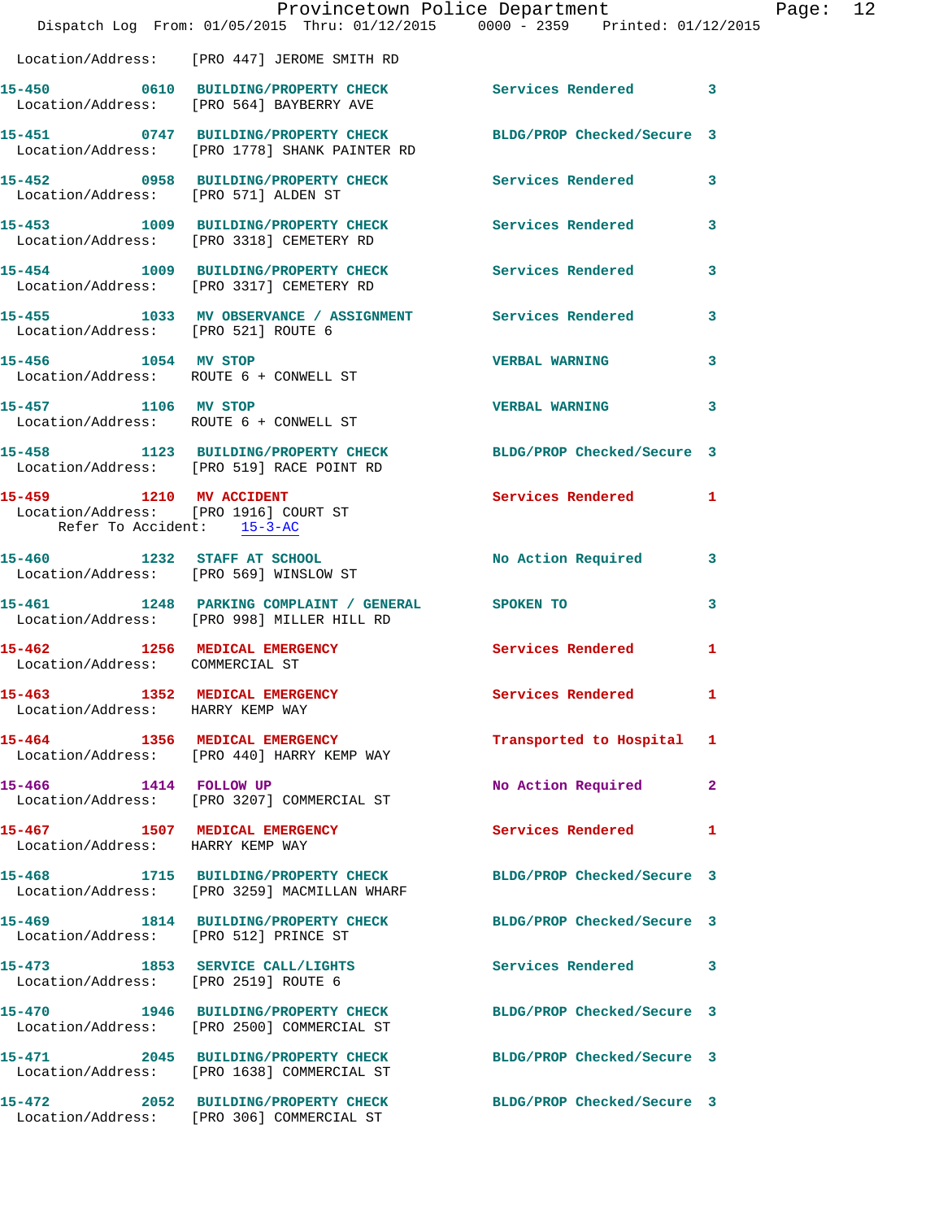Location/Address: [PRO 447] JEROME SMITH RD

**15-450** 0610 BUILDING/PROPERTY CHECK — Services Rendered 3
Location/Address: [PRO 564] BAYBERRY AVE

**15-451** 0747 BUILDING/PROPERTY CHECK — BLDG/PROP Checked/Secure 3
Location/Address: [PRO 1778] SHANK PAINTER RD

**15-452** 0958 BUILDING/PROPERTY CHECK — Services Rendered 3
Location/Address: [PRO 571] ALDEN ST

**15-453** 1009 BUILDING/PROPERTY CHECK — Services Rendered 3
Location/Address: [PRO 3318] CEMETERY RD

**15-454** 1009 BUILDING/PROPERTY CHECK — Services Rendered 3
Location/Address: [PRO 3317] CEMETERY RD

**15-455** 1033 MV OBSERVANCE / ASSIGNMENT — Services Rendered 3
Location/Address: [PRO 521] ROUTE 6

**15-456** 1054 MV STOP — VERBAL WARNING 3
Location/Address: ROUTE 6 + CONWELL ST

**15-457** 1106 MV STOP — VERBAL WARNING 3
Location/Address: ROUTE 6 + CONWELL ST

**15-458** 1123 BUILDING/PROPERTY CHECK — BLDG/PROP Checked/Secure 3
Location/Address: [PRO 519] RACE POINT RD

**15-459** 1210 MV ACCIDENT — Services Rendered 1
Location/Address: [PRO 1916] COURT ST
Refer To Accident: 15-3-AC

**15-460** 1232 STAFF AT SCHOOL — No Action Required 3
Location/Address: [PRO 569] WINSLOW ST

**15-461** 1248 PARKING COMPLAINT / GENERAL — SPOKEN TO 3
Location/Address: [PRO 998] MILLER HILL RD

**15-462** 1256 MEDICAL EMERGENCY — Services Rendered 1
Location/Address: COMMERCIAL ST

**15-463** 1352 MEDICAL EMERGENCY — Services Rendered 1
Location/Address: HARRY KEMP WAY

**15-464** 1356 MEDICAL EMERGENCY — Transported to Hospital 1
Location/Address: [PRO 440] HARRY KEMP WAY

**15-466** 1414 FOLLOW UP — No Action Required 2
Location/Address: [PRO 3207] COMMERCIAL ST

**15-467** 1507 MEDICAL EMERGENCY — Services Rendered 1
Location/Address: HARRY KEMP WAY

**15-468** 1715 BUILDING/PROPERTY CHECK — BLDG/PROP Checked/Secure 3
Location/Address: [PRO 3259] MACMILLAN WHARF

**15-469** 1814 BUILDING/PROPERTY CHECK — BLDG/PROP Checked/Secure 3
Location/Address: [PRO 512] PRINCE ST

**15-473** 1853 SERVICE CALL/LIGHTS — Services Rendered 3
Location/Address: [PRO 2519] ROUTE 6

**15-470** 1946 BUILDING/PROPERTY CHECK — BLDG/PROP Checked/Secure 3
Location/Address: [PRO 2500] COMMERCIAL ST

**15-471** 2045 BUILDING/PROPERTY CHECK — BLDG/PROP Checked/Secure 3
Location/Address: [PRO 1638] COMMERCIAL ST

**15-472** 2052 BUILDING/PROPERTY CHECK — BLDG/PROP Checked/Secure 3
Location/Address: [PRO 306] COMMERCIAL ST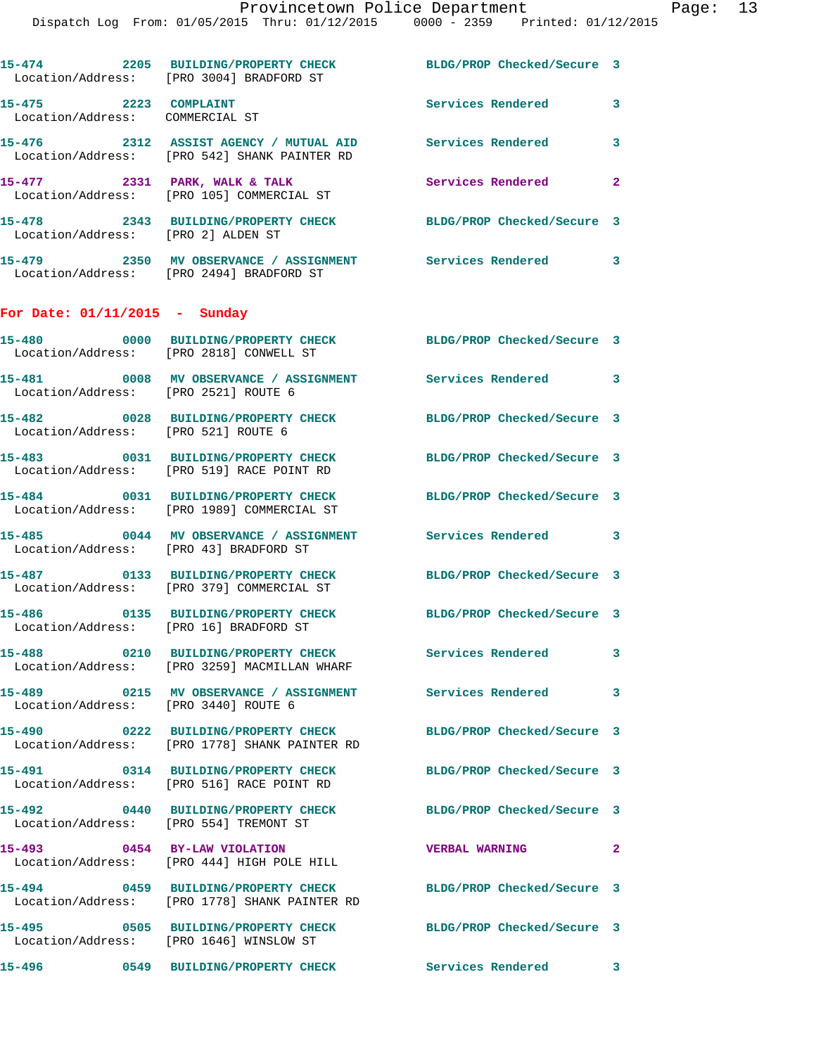15-474 2205 BUILDING/PROPERTY CHECK BLDG/PROP Checked/Secure 3
Location/Address: [PRO 3004] BRADFORD ST

15-475 2223 COMPLAINT Services Rendered 3
Location/Address: COMMERCIAL ST

15-476 2312 ASSIST AGENCY / MUTUAL AID Services Rendered 3
Location/Address: [PRO 542] SHANK PAINTER RD

15-477 2331 PARK, WALK & TALK Services Rendered 2
Location/Address: [PRO 105] COMMERCIAL ST

15-478 2343 BUILDING/PROPERTY CHECK BLDG/PROP Checked/Secure 3
Location/Address: [PRO 2] ALDEN ST

15-479 2350 MV OBSERVANCE / ASSIGNMENT Services Rendered 3
Location/Address: [PRO 2494] BRADFORD ST

## For Date: 01/11/2015 - Sunday

15-480 0000 BUILDING/PROPERTY CHECK BLDG/PROP Checked/Secure 3
Location/Address: [PRO 2818] CONWELL ST

15-481 0008 MV OBSERVANCE / ASSIGNMENT Services Rendered 3
Location/Address: [PRO 2521] ROUTE 6

15-482 0028 BUILDING/PROPERTY CHECK BLDG/PROP Checked/Secure 3
Location/Address: [PRO 521] ROUTE 6

15-483 0031 BUILDING/PROPERTY CHECK BLDG/PROP Checked/Secure 3
Location/Address: [PRO 519] RACE POINT RD

15-484 0031 BUILDING/PROPERTY CHECK BLDG/PROP Checked/Secure 3
Location/Address: [PRO 1989] COMMERCIAL ST

15-485 0044 MV OBSERVANCE / ASSIGNMENT Services Rendered 3
Location/Address: [PRO 43] BRADFORD ST

15-487 0133 BUILDING/PROPERTY CHECK BLDG/PROP Checked/Secure 3
Location/Address: [PRO 379] COMMERCIAL ST

15-486 0135 BUILDING/PROPERTY CHECK BLDG/PROP Checked/Secure 3
Location/Address: [PRO 16] BRADFORD ST

15-488 0210 BUILDING/PROPERTY CHECK Services Rendered 3
Location/Address: [PRO 3259] MACMILLAN WHARF

15-489 0215 MV OBSERVANCE / ASSIGNMENT Services Rendered 3
Location/Address: [PRO 3440] ROUTE 6

15-490 0222 BUILDING/PROPERTY CHECK BLDG/PROP Checked/Secure 3
Location/Address: [PRO 1778] SHANK PAINTER RD

15-491 0314 BUILDING/PROPERTY CHECK BLDG/PROP Checked/Secure 3
Location/Address: [PRO 516] RACE POINT RD

15-492 0440 BUILDING/PROPERTY CHECK BLDG/PROP Checked/Secure 3
Location/Address: [PRO 554] TREMONT ST

15-493 0454 BY-LAW VIOLATION VERBAL WARNING 2
Location/Address: [PRO 444] HIGH POLE HILL

15-494 0459 BUILDING/PROPERTY CHECK BLDG/PROP Checked/Secure 3
Location/Address: [PRO 1778] SHANK PAINTER RD

15-495 0505 BUILDING/PROPERTY CHECK BLDG/PROP Checked/Secure 3
Location/Address: [PRO 1646] WINSLOW ST

15-496 0549 BUILDING/PROPERTY CHECK Services Rendered 3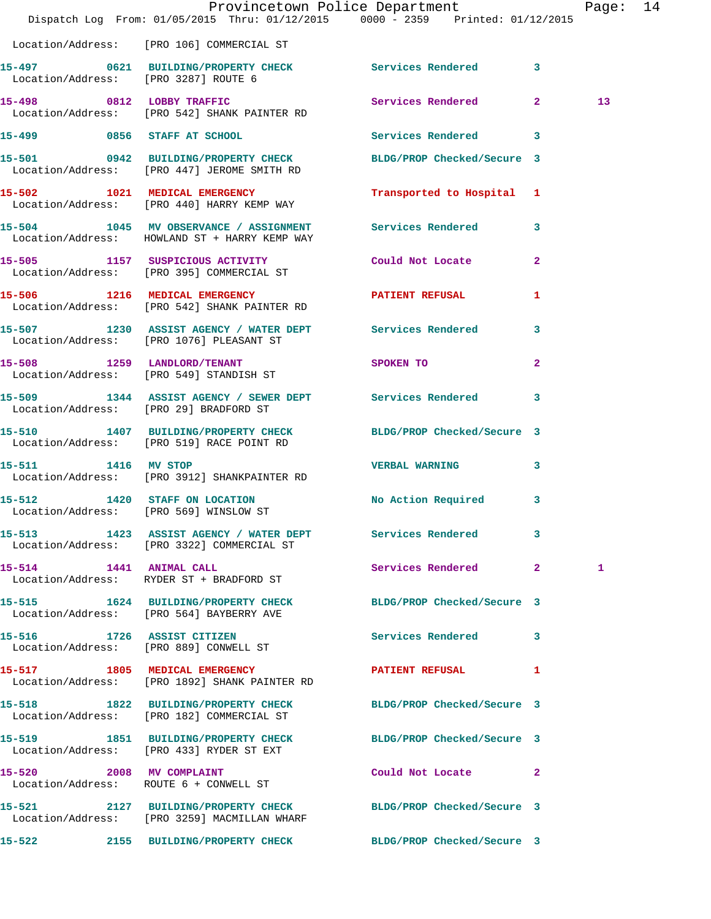Location/Address: [PRO 106] COMMERCIAL ST

**15-497** 0621 **BUILDING/PROPERTY CHECK** Services Rendered 3
Location/Address: [PRO 3287] ROUTE 6

**15-498** 0812 **LOBBY TRAFFIC** Services Rendered 2 13
Location/Address: [PRO 542] SHANK PAINTER RD

**15-499** 0856 **STAFF AT SCHOOL** Services Rendered 3

**15-501** 0942 **BUILDING/PROPERTY CHECK** BLDG/PROP Checked/Secure 3
Location/Address: [PRO 447] JEROME SMITH RD

**15-502** 1021 **MEDICAL EMERGENCY** Transported to Hospital 1
Location/Address: [PRO 440] HARRY KEMP WAY

**15-504** 1045 **MV OBSERVANCE / ASSIGNMENT** Services Rendered 3
Location/Address: HOWLAND ST + HARRY KEMP WAY

**15-505** 1157 **SUSPICIOUS ACTIVITY** Could Not Locate 2
Location/Address: [PRO 395] COMMERCIAL ST

**15-506** 1216 **MEDICAL EMERGENCY** PATIENT REFUSAL 1
Location/Address: [PRO 542] SHANK PAINTER RD

**15-507** 1230 **ASSIST AGENCY / WATER DEPT** Services Rendered 3
Location/Address: [PRO 1076] PLEASANT ST

**15-508** 1259 **LANDLORD/TENANT** SPOKEN TO 2
Location/Address: [PRO 549] STANDISH ST

**15-509** 1344 **ASSIST AGENCY / SEWER DEPT** Services Rendered 3
Location/Address: [PRO 29] BRADFORD ST

**15-510** 1407 **BUILDING/PROPERTY CHECK** BLDG/PROP Checked/Secure 3
Location/Address: [PRO 519] RACE POINT RD

**15-511** 1416 **MV STOP** VERBAL WARNING 3
Location/Address: [PRO 3912] SHANKPAINTER RD

**15-512** 1420 **STAFF ON LOCATION** No Action Required 3
Location/Address: [PRO 569] WINSLOW ST

**15-513** 1423 **ASSIST AGENCY / WATER DEPT** Services Rendered 3
Location/Address: [PRO 3322] COMMERCIAL ST

**15-514** 1441 **ANIMAL CALL** Services Rendered 2 1
Location/Address: RYDER ST + BRADFORD ST

**15-515** 1624 **BUILDING/PROPERTY CHECK** BLDG/PROP Checked/Secure 3
Location/Address: [PRO 564] BAYBERRY AVE

**15-516** 1726 **ASSIST CITIZEN** Services Rendered 3
Location/Address: [PRO 889] CONWELL ST

**15-517** 1805 **MEDICAL EMERGENCY** PATIENT REFUSAL 1
Location/Address: [PRO 1892] SHANK PAINTER RD

**15-518** 1822 **BUILDING/PROPERTY CHECK** BLDG/PROP Checked/Secure 3
Location/Address: [PRO 182] COMMERCIAL ST

**15-519** 1851 **BUILDING/PROPERTY CHECK** BLDG/PROP Checked/Secure 3
Location/Address: [PRO 433] RYDER ST EXT

**15-520** 2008 **MV COMPLAINT** Could Not Locate 2
Location/Address: ROUTE 6 + CONWELL ST

**15-521** 2127 **BUILDING/PROPERTY CHECK** BLDG/PROP Checked/Secure 3
Location/Address: [PRO 3259] MACMILLAN WHARF

**15-522** 2155 **BUILDING/PROPERTY CHECK** BLDG/PROP Checked/Secure 3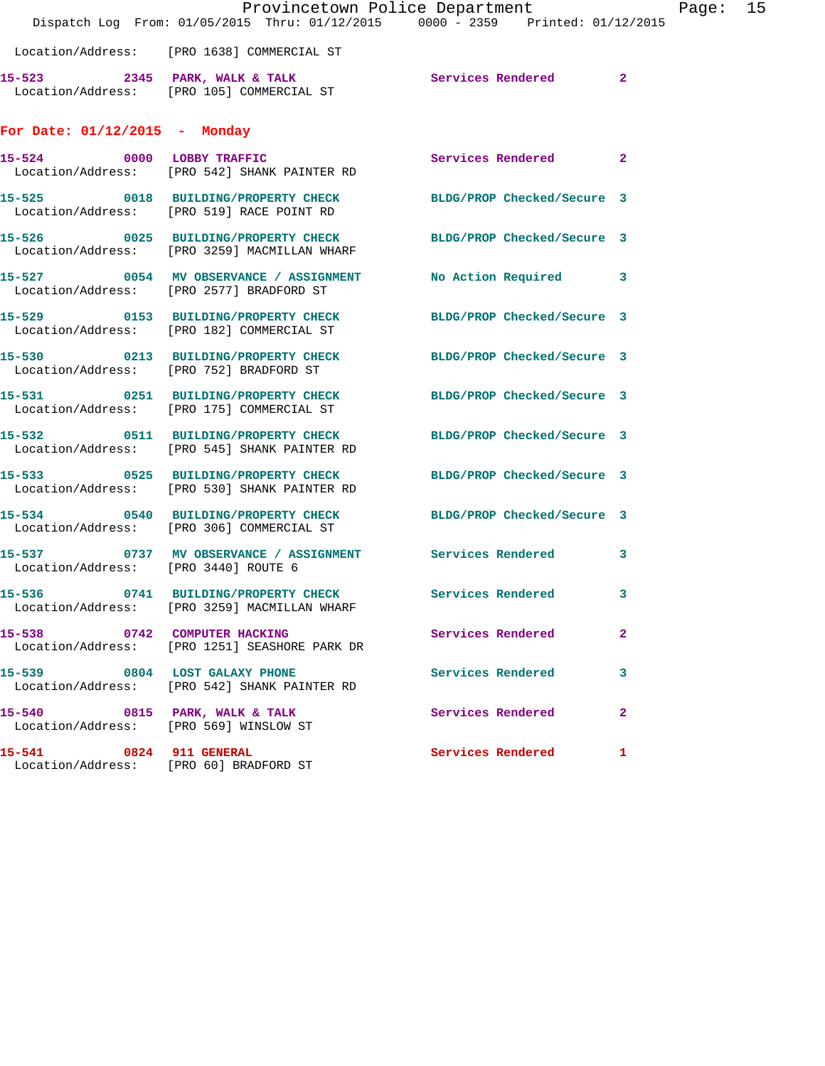Location/Address: [PRO 1638] COMMERCIAL ST

**15-523** 2345 **PARK, WALK & TALK** Services Rendered 2
Location/Address: [PRO 105] COMMERCIAL ST

## For Date: 01/12/2015 - Monday

**15-524** 0000 **LOBBY TRAFFIC** Services Rendered 2
Location/Address: [PRO 542] SHANK PAINTER RD

**15-525** 0018 **BUILDING/PROPERTY CHECK** BLDG/PROP Checked/Secure 3
Location/Address: [PRO 519] RACE POINT RD

**15-526** 0025 **BUILDING/PROPERTY CHECK** BLDG/PROP Checked/Secure 3
Location/Address: [PRO 3259] MACMILLAN WHARF

**15-527** 0054 **MV OBSERVANCE / ASSIGNMENT** No Action Required 3
Location/Address: [PRO 2577] BRADFORD ST

**15-529** 0153 **BUILDING/PROPERTY CHECK** BLDG/PROP Checked/Secure 3
Location/Address: [PRO 182] COMMERCIAL ST

**15-530** 0213 **BUILDING/PROPERTY CHECK** BLDG/PROP Checked/Secure 3
Location/Address: [PRO 752] BRADFORD ST

**15-531** 0251 **BUILDING/PROPERTY CHECK** BLDG/PROP Checked/Secure 3
Location/Address: [PRO 175] COMMERCIAL ST

**15-532** 0511 **BUILDING/PROPERTY CHECK** BLDG/PROP Checked/Secure 3
Location/Address: [PRO 545] SHANK PAINTER RD

**15-533** 0525 **BUILDING/PROPERTY CHECK** BLDG/PROP Checked/Secure 3
Location/Address: [PRO 530] SHANK PAINTER RD

**15-534** 0540 **BUILDING/PROPERTY CHECK** BLDG/PROP Checked/Secure 3
Location/Address: [PRO 306] COMMERCIAL ST

**15-537** 0737 **MV OBSERVANCE / ASSIGNMENT** Services Rendered 3
Location/Address: [PRO 3440] ROUTE 6

**15-536** 0741 **BUILDING/PROPERTY CHECK** Services Rendered 3
Location/Address: [PRO 3259] MACMILLAN WHARF

**15-538** 0742 **COMPUTER HACKING** Services Rendered 2
Location/Address: [PRO 1251] SEASHORE PARK DR

**15-539** 0804 **LOST GALAXY PHONE** Services Rendered 3
Location/Address: [PRO 542] SHANK PAINTER RD

**15-540** 0815 **PARK, WALK & TALK** Services Rendered 2
Location/Address: [PRO 569] WINSLOW ST

**15-541** 0824 **911 GENERAL** Services Rendered 1
Location/Address: [PRO 60] BRADFORD ST